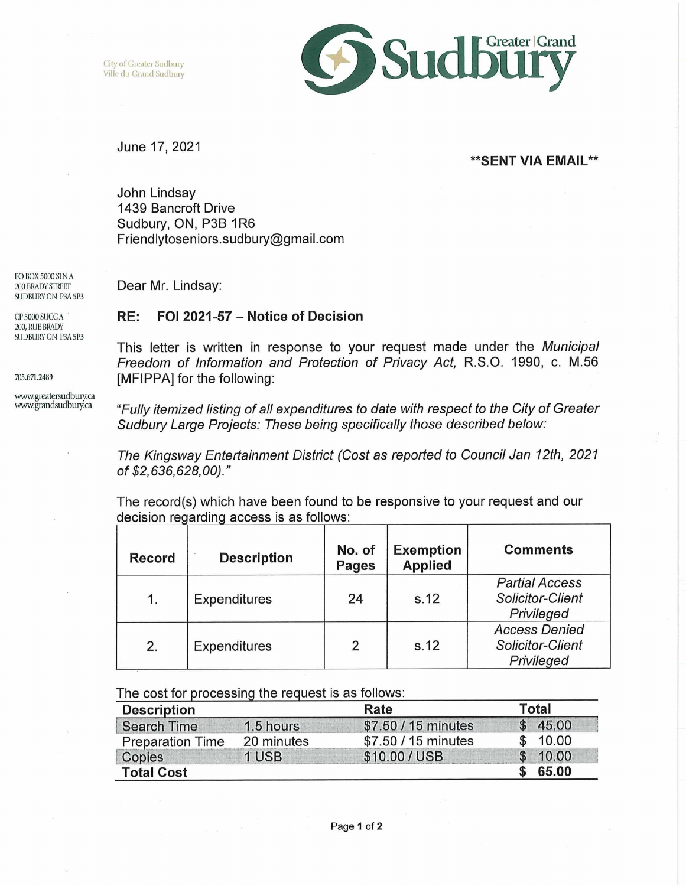City of Greater Sudbury
Ville du Grand Sudbury

Greater | Grand Sudbury

June 17, 2021

**SENT VIA EMAIL**

John Lindsay
1439 Bancroft Drive
Sudbury, ON, P3B 1R6
Friendlytoseniors.sudbury@gmail.com

PO BOX 5000 STN A
200 BRADY STREET
SUDBURY ON P3A 5P3

CP 5000 SUCC A
200, RUE BRADY
SUDBURY ON P3A 5P3

705.671.2489

www.greatersudbury.ca
www.grandsudbury.ca

Dear Mr. Lindsay:

**RE: FOI 2021-57 – Notice of Decision**

This letter is written in response to your request made under the *Municipal Freedom of Information and Protection of Privacy Act,* R.S.O. 1990, c. M.56 [MFIPPA] for the following:

*"Fully itemized listing of all expenditures to date with respect to the City of Greater Sudbury Large Projects: These being specifically those described below:*

*The Kingsway Entertainment District (Cost as reported to Council Jan 12th, 2021 of $2,636,628,00)."*

The record(s) which have been found to be responsive to your request and our decision regarding access is as follows:

| Record | Description | No. of Pages | Exemption Applied | Comments |
|---|---|---|---|---|
| 1. | Expenditures | 24 | s.12 | *Partial Access Solicitor-Client Privileged* |
| 2. | Expenditures | 2 | s.12 | *Access Denied Solicitor-Client Privileged* |

The cost for processing the request is as follows:

| Description | | Rate | Total |
|---|---|---|---|
| Search Time | 1.5 hours | $7.50 / 15 minutes | $ 45.00 |
| Preparation Time | 20 minutes | $7.50 / 15 minutes | $ 10.00 |
| Copies | 1 USB | $10.00 / USB | $ 10.00 |
| **Total Cost** | | | **$ 65.00** |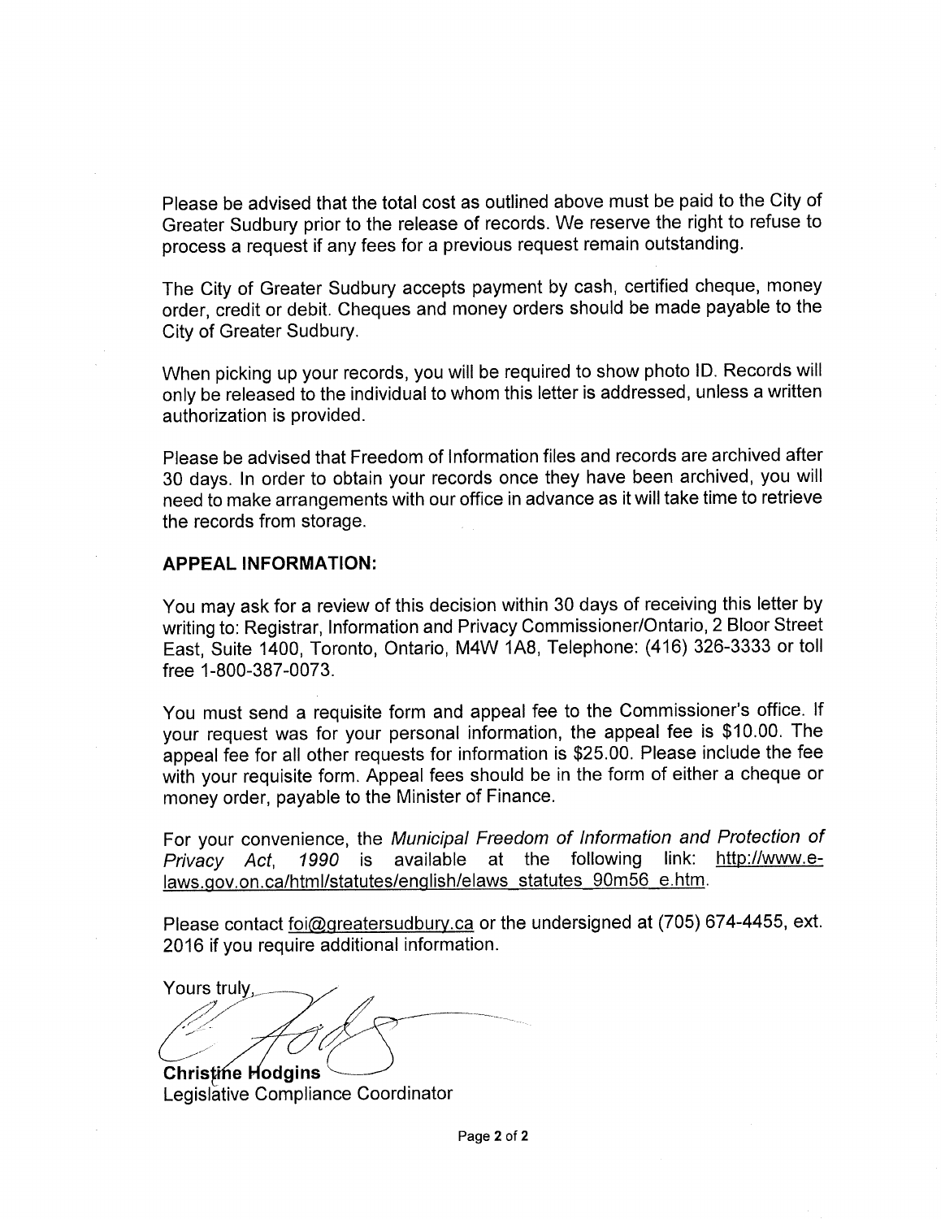Please be advised that the total cost as outlined above must be paid to the City of Greater Sudbury prior to the release of records. We reserve the right to refuse to process a request if any fees for a previous request remain outstanding.

The City of Greater Sudbury accepts payment by cash, certified cheque, money order, credit or debit. Cheques and money orders should be made payable to the City of Greater Sudbury.

When picking up your records, you will be required to show photo ID. Records will only be released to the individual to whom this letter is addressed, unless a written authorization is provided.

Please be advised that Freedom of Information files and records are archived after 30 days. In order to obtain your records once they have been archived, you will need to make arrangements with our office in advance as it will take time to retrieve the records from storage.

**APPEAL INFORMATION:**

You may ask for a review of this decision within 30 days of receiving this letter by writing to: Registrar, Information and Privacy Commissioner/Ontario, 2 Bloor Street East, Suite 1400, Toronto, Ontario, M4W 1A8, Telephone: (416) 326-3333 or toll free 1-800-387-0073.

You must send a requisite form and appeal fee to the Commissioner's office. If your request was for your personal information, the appeal fee is $10.00. The appeal fee for all other requests for information is $25.00. Please include the fee with your requisite form. Appeal fees should be in the form of either a cheque or money order, payable to the Minister of Finance.

For your convenience, the *Municipal Freedom of Information and Protection of Privacy Act, 1990* is available at the following link: http://www.e-laws.gov.on.ca/html/statutes/english/elaws_statutes_90m56_e.htm.

Please contact foi@greatersudbury.ca or the undersigned at (705) 674-4455, ext. 2016 if you require additional information.

Yours truly,

**Christine Hodgins**
Legislative Compliance Coordinator